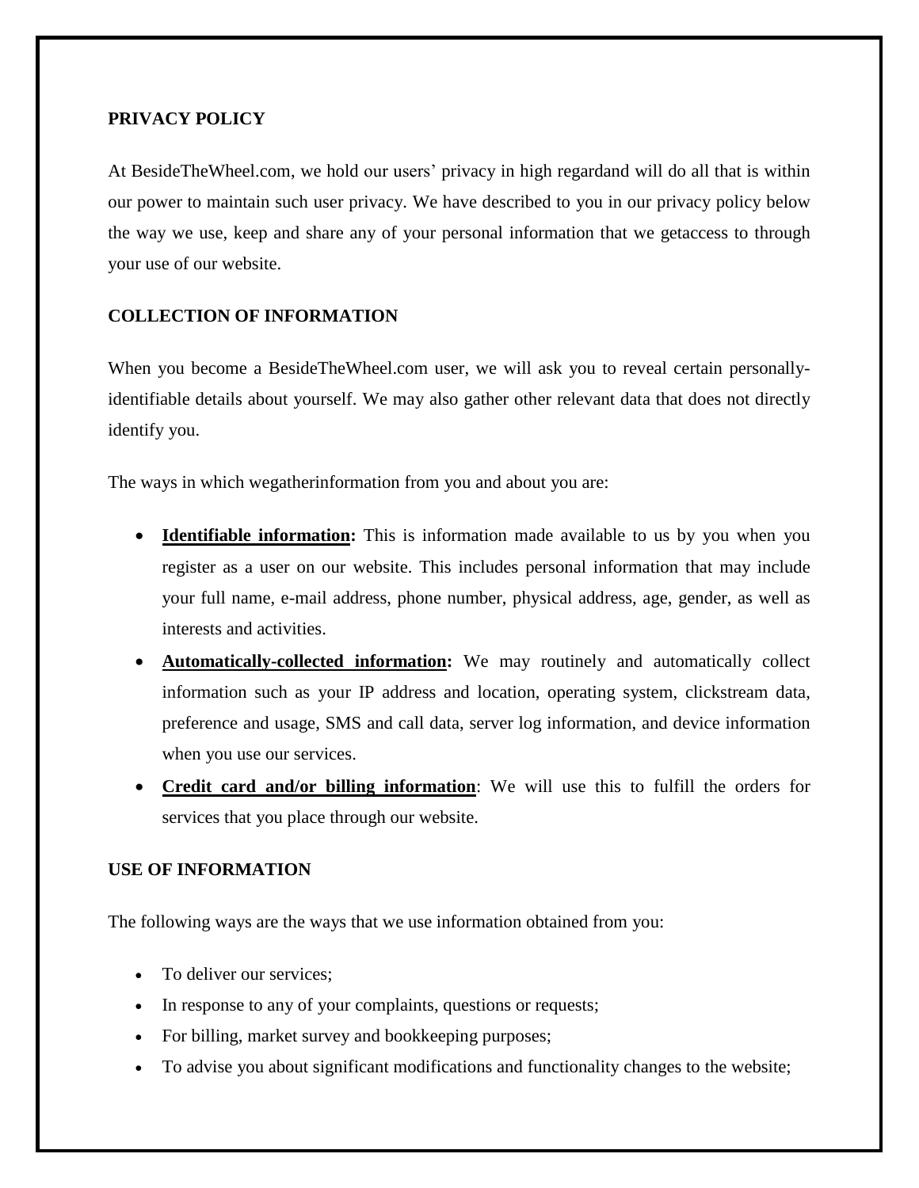## PRIVACY POLICY

At BesideTheWheel.com, we hold our users' privacy in high regardand will do all that is within our power to maintain such user privacy. We have described to you in our privacy policy below the way we use, keep and share any of your personal information that we getaccess to through your use of our website.

## COLLECTION OF INFORMATION

When you become a BesideTheWheel.com user, we will ask you to reveal certain personally-identifiable details about yourself. We may also gather other relevant data that does not directly identify you.

The ways in which wegatherinformation from you and about you are:

- **Identifiable information:** This is information made available to us by you when you register as a user on our website. This includes personal information that may include your full name, e-mail address, phone number, physical address, age, gender, as well as interests and activities.
- **Automatically-collected information:** We may routinely and automatically collect information such as your IP address and location, operating system, clickstream data, preference and usage, SMS and call data, server log information, and device information when you use our services.
- **Credit card and/or billing information**: We will use this to fulfill the orders for services that you place through our website.

## USE OF INFORMATION

The following ways are the ways that we use information obtained from you:

- To deliver our services;
- In response to any of your complaints, questions or requests;
- For billing, market survey and bookkeeping purposes;
- To advise you about significant modifications and functionality changes to the website;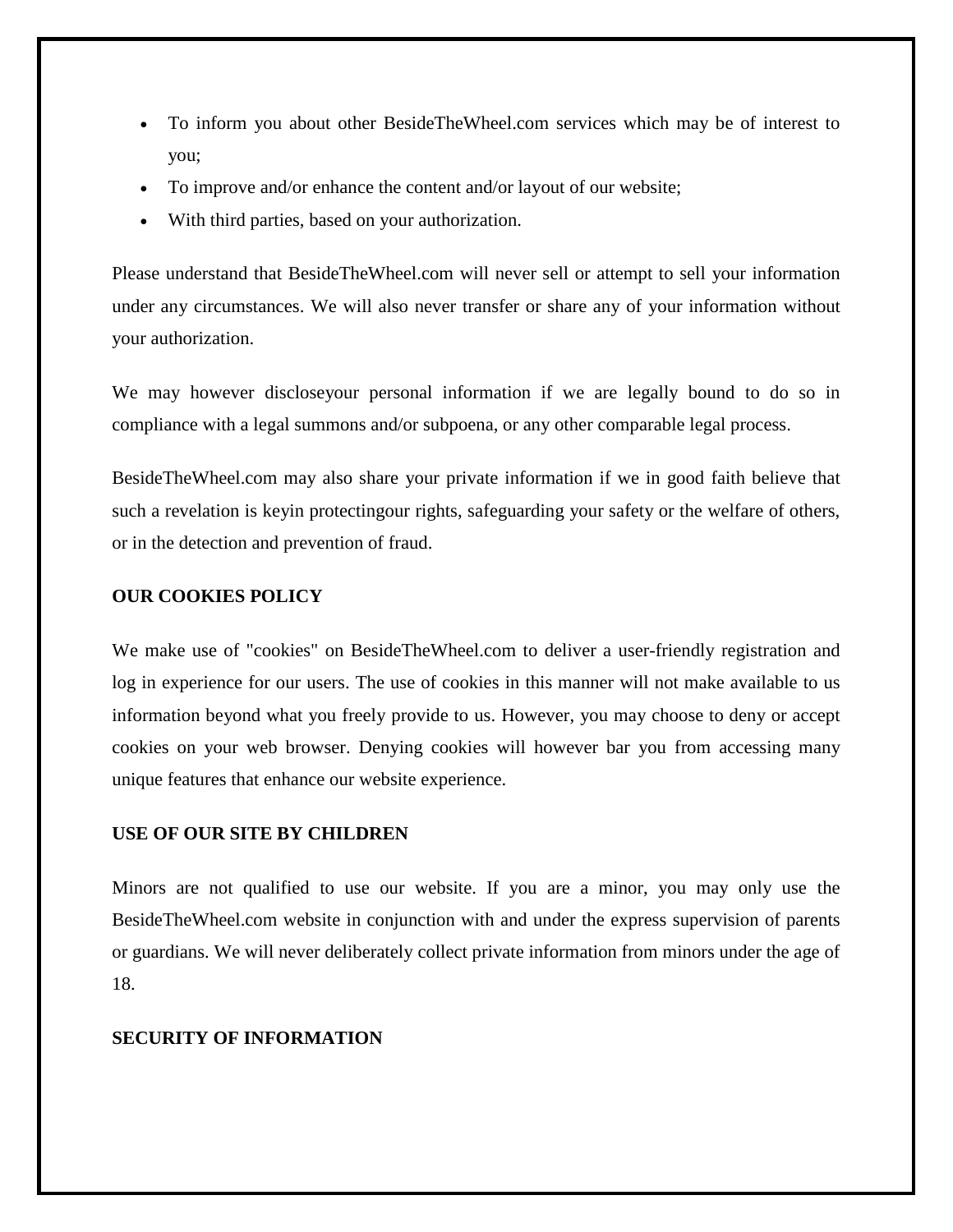- To inform you about other BesideTheWheel.com services which may be of interest to you;
- To improve and/or enhance the content and/or layout of our website;
- With third parties, based on your authorization.

Please understand that BesideTheWheel.com will never sell or attempt to sell your information under any circumstances. We will also never transfer or share any of your information without your authorization.

We may however discloseyour personal information if we are legally bound to do so in compliance with a legal summons and/or subpoena, or any other comparable legal process.

BesideTheWheel.com may also share your private information if we in good faith believe that such a revelation is keyin protectingour rights, safeguarding your safety or the welfare of others, or in the detection and prevention of fraud.

**OUR COOKIES POLICY**

We make use of "cookies" on BesideTheWheel.com to deliver a user-friendly registration and log in experience for our users. The use of cookies in this manner will not make available to us information beyond what you freely provide to us. However, you may choose to deny or accept cookies on your web browser. Denying cookies will however bar you from accessing many unique features that enhance our website experience.

**USE OF OUR SITE BY CHILDREN**

Minors are not qualified to use our website. If you are a minor, you may only use the BesideTheWheel.com website in conjunction with and under the express supervision of parents or guardians. We will never deliberately collect private information from minors under the age of 18.

**SECURITY OF INFORMATION**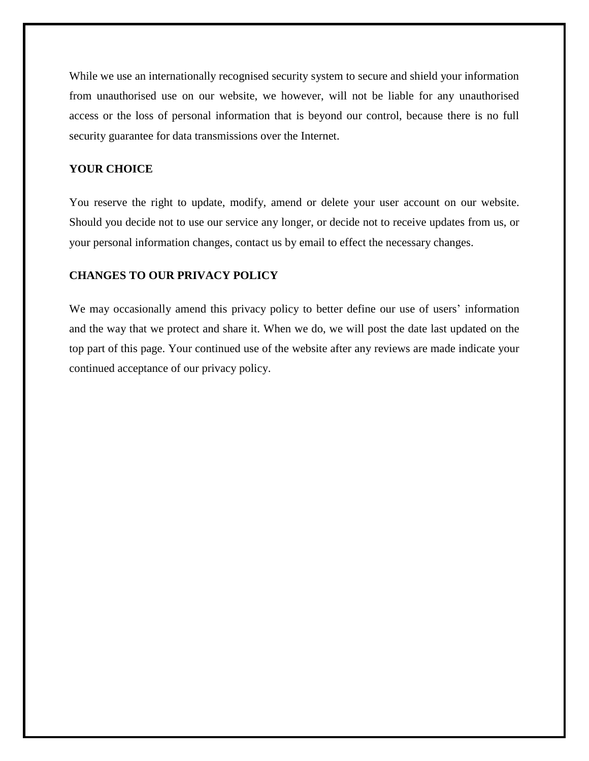While we use an internationally recognised security system to secure and shield your information from unauthorised use on our website, we however, will not be liable for any unauthorised access or the loss of personal information that is beyond our control, because there is no full security guarantee for data transmissions over the Internet.

## YOUR CHOICE

You reserve the right to update, modify, amend or delete your user account on our website. Should you decide not to use our service any longer, or decide not to receive updates from us, or your personal information changes, contact us by email to effect the necessary changes.

## CHANGES TO OUR PRIVACY POLICY

We may occasionally amend this privacy policy to better define our use of users' information and the way that we protect and share it. When we do, we will post the date last updated on the top part of this page. Your continued use of the website after any reviews are made indicate your continued acceptance of our privacy policy.